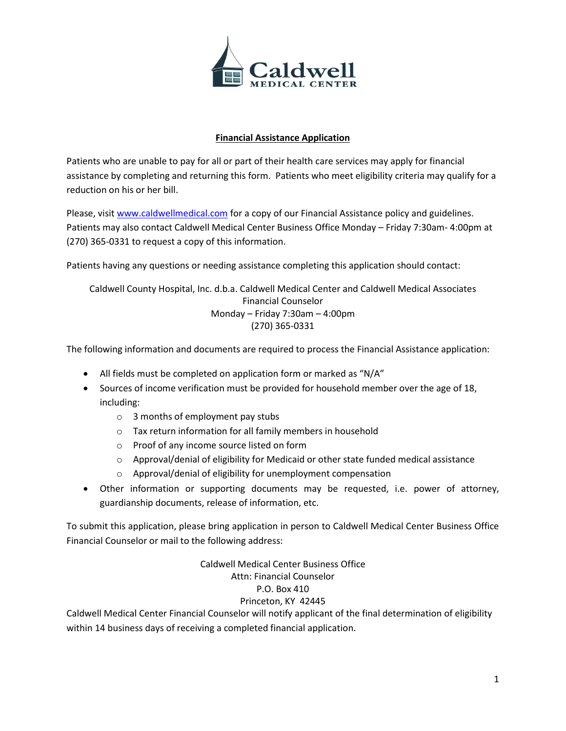Caldwell
MEDICAL CENTER

## Financial Assistance Application

Patients who are unable to pay for all or part of their health care services may apply for financial assistance by completing and returning this form. Patients who meet eligibility criteria may qualify for a reduction on his or her bill.

Please, visit www.caldwellmedical.com for a copy of our Financial Assistance policy and guidelines. Patients may also contact Caldwell Medical Center Business Office Monday – Friday 7:30am- 4:00pm at (270) 365-0331 to request a copy of this information.

Patients having any questions or needing assistance completing this application should contact:

Caldwell County Hospital, Inc. d.b.a. Caldwell Medical Center and Caldwell Medical Associates
Financial Counselor
Monday – Friday 7:30am – 4:00pm
(270) 365-0331

The following information and documents are required to process the Financial Assistance application:

- All fields must be completed on application form or marked as "N/A"
- Sources of income verification must be provided for household member over the age of 18, including:
    - 3 months of employment pay stubs
    - Tax return information for all family members in household
    - Proof of any income source listed on form
    - Approval/denial of eligibility for Medicaid or other state funded medical assistance
    - Approval/denial of eligibility for unemployment compensation
- Other information or supporting documents may be requested, i.e. power of attorney, guardianship documents, release of information, etc.

To submit this application, please bring application in person to Caldwell Medical Center Business Office Financial Counselor or mail to the following address:

Caldwell Medical Center Business Office
Attn: Financial Counselor
P.O. Box 410
Princeton, KY 42445

Caldwell Medical Center Financial Counselor will notify applicant of the final determination of eligibility within 14 business days of receiving a completed financial application.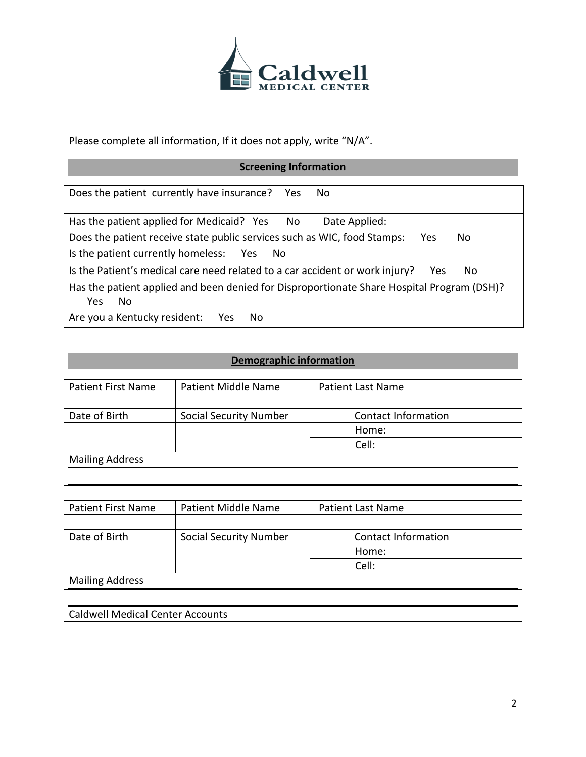Caldwell
MEDICAL CENTER

Please complete all information, If it does not apply, write “N/A”.

## Screening Information

| |
|---|
| Does the patient currently have insurance? Yes No |
| Has the patient applied for Medicaid? Yes No Date Applied: |
| Does the patient receive state public services such as WIC, food Stamps: Yes No |
| Is the patient currently homeless: Yes No |
| Is the Patient’s medical care need related to a car accident or work injury? Yes No |
| Has the patient applied and been denied for Disproportionate Share Hospital Program (DSH)? |
| Yes No |
| Are you a Kentucky resident: Yes No |

## Demographic information

| Patient First Name | Patient Middle Name | Patient Last Name |
|---|---|---|
| | | |
| Date of Birth | Social Security Number | Contact Information |
| | | Home: |
| | | Cell: |
| Mailing Address | | |
| | | |
| | | |
| Patient First Name | Patient Middle Name | Patient Last Name |
| | | |
| Date of Birth | Social Security Number | Contact Information |
| | | Home: |
| | | Cell: |
| Mailing Address | | |
| | | |
| Caldwell Medical Center Accounts | | |
| | | |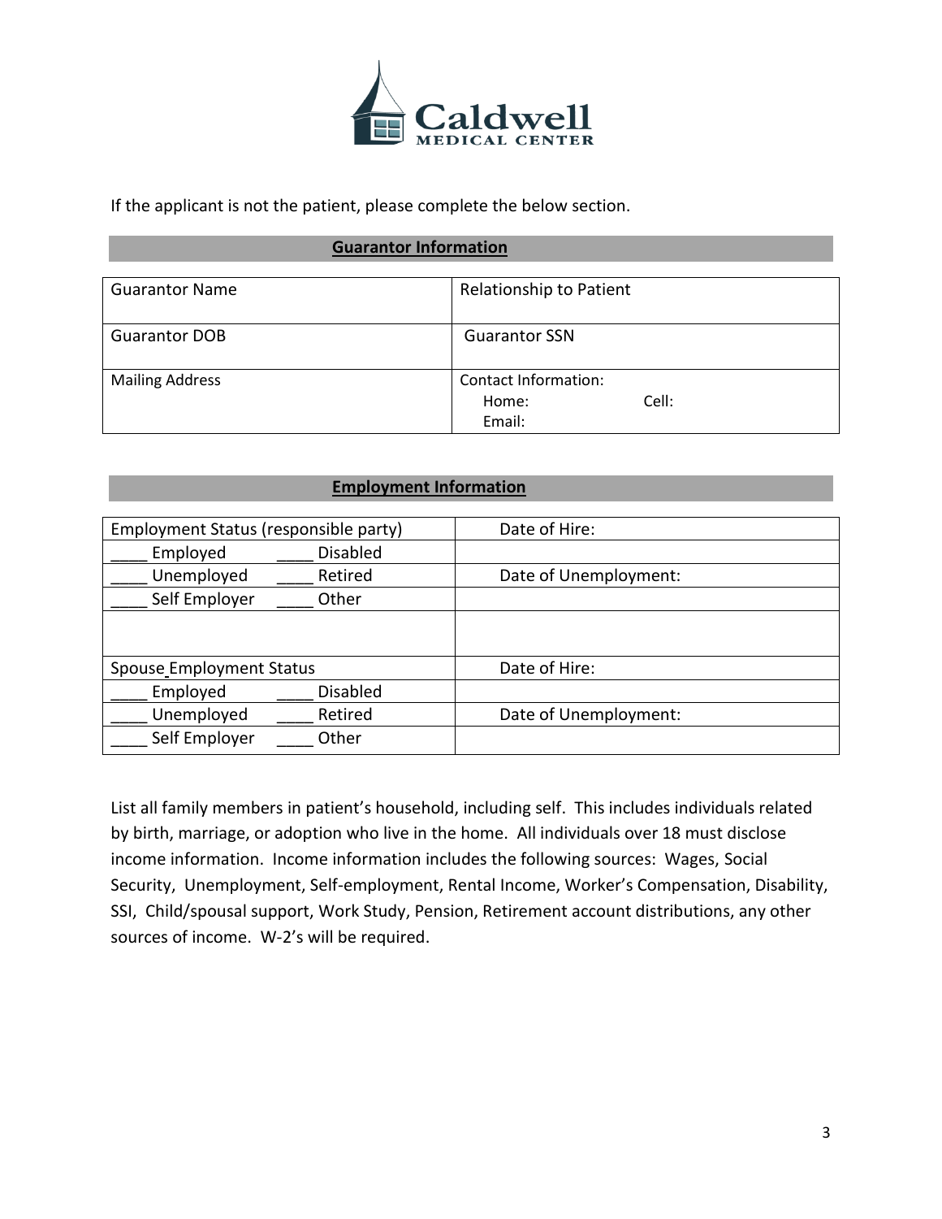**Caldwell MEDICAL CENTER**

If the applicant is not the patient, please complete the below section.

## Guarantor Information

| Guarantor Name | Relationship to Patient |
|---|---|
| Guarantor DOB | Guarantor SSN |
| Mailing Address | Contact Information:<br>Home: Cell:<br>Email: |

## Employment Information

| Employment Status (responsible party) | Date of Hire: |
|---|---|
| ____ Employed ____ Disabled | |
| ____ Unemployed ____ Retired | Date of Unemployment: |
| ____ Self Employer ____ Other | |
| | |
| Spouse Employment Status | Date of Hire: |
| ____ Employed ____ Disabled | |
| ____ Unemployed ____ Retired | Date of Unemployment: |
| ____ Self Employer ____ Other | |

List all family members in patient's household, including self. This includes individuals related by birth, marriage, or adoption who live in the home. All individuals over 18 must disclose income information. Income information includes the following sources: Wages, Social Security, Unemployment, Self-employment, Rental Income, Worker's Compensation, Disability, SSI, Child/spousal support, Work Study, Pension, Retirement account distributions, any other sources of income. W-2's will be required.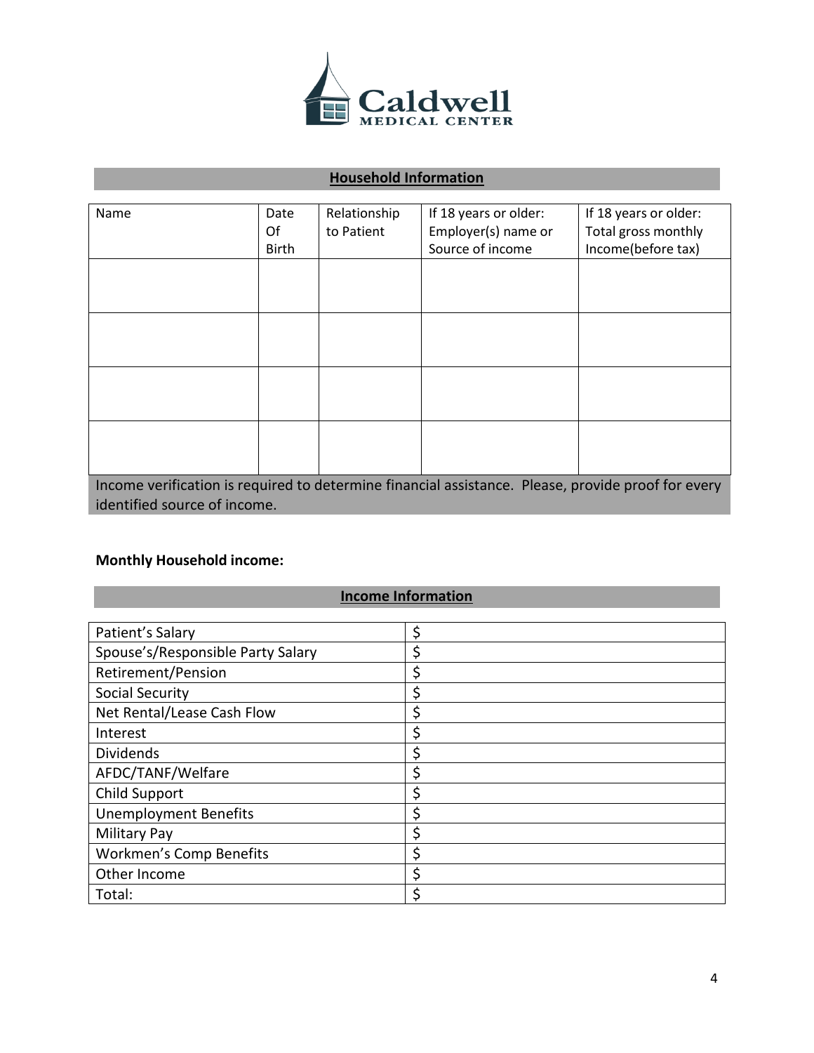Caldwell MEDICAL CENTER

## Household Information

| Name | Date Of Birth | Relationship to Patient | If 18 years or older: Employer(s) name or Source of income | If 18 years or older: Total gross monthly Income(before tax) |
|---|---|---|---|---|
| | | | | |
| | | | | |
| | | | | |
| | | | | |

Income verification is required to determine financial assistance. Please, provide proof for every identified source of income.

**Monthly Household income:**

## Income Information

| | |
|---|---|
| Patient's Salary | $ |
| Spouse's/Responsible Party Salary | $ |
| Retirement/Pension | $ |
| Social Security | $ |
| Net Rental/Lease Cash Flow | $ |
| Interest | $ |
| Dividends | $ |
| AFDC/TANF/Welfare | $ |
| Child Support | $ |
| Unemployment Benefits | $ |
| Military Pay | $ |
| Workmen's Comp Benefits | $ |
| Other Income | $ |
| Total: | $ |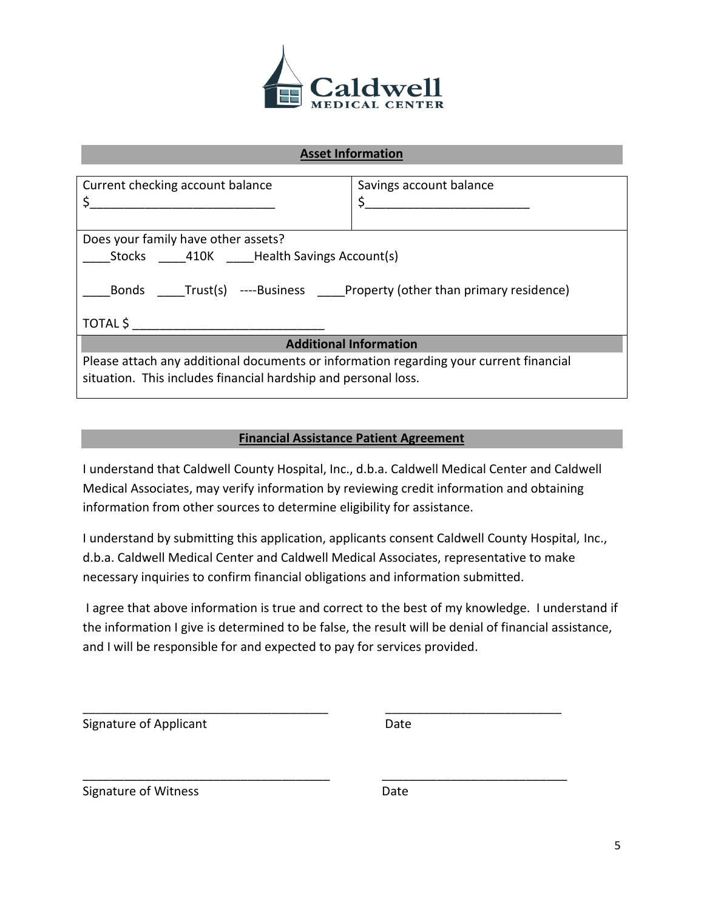Caldwell
MEDICAL CENTER

## Asset Information

| | |
|---|---|
| Current checking account balance<br>$___________________________ | Savings account balance<br>$________________________ |
| Does your family have other assets?<br>____Stocks ____410K ____Health Savings Account(s)<br><br>____Bonds ____Trust(s) ----Business ____Property (other than primary residence)<br><br>TOTAL $ ____________________________ | |

## Additional Information

Please attach any additional documents or information regarding your current financial situation. This includes financial hardship and personal loss.

## Financial Assistance Patient Agreement

I understand that Caldwell County Hospital, Inc., d.b.a. Caldwell Medical Center and Caldwell Medical Associates, may verify information by reviewing credit information and obtaining information from other sources to determine eligibility for assistance.

I understand by submitting this application, applicants consent Caldwell County Hospital, Inc., d.b.a. Caldwell Medical Center and Caldwell Medical Associates, representative to make necessary inquiries to confirm financial obligations and information submitted.

I agree that above information is true and correct to the best of my knowledge. I understand if the information I give is determined to be false, the result will be denial of financial assistance, and I will be responsible for and expected to pay for services provided.

_____________________________________ &nbsp;&nbsp;&nbsp;&nbsp; __________________________

Signature of Applicant &nbsp;&nbsp;&nbsp;&nbsp; Date

_____________________________________ &nbsp;&nbsp;&nbsp;&nbsp; ____________________________

Signature of Witness &nbsp;&nbsp;&nbsp;&nbsp; Date